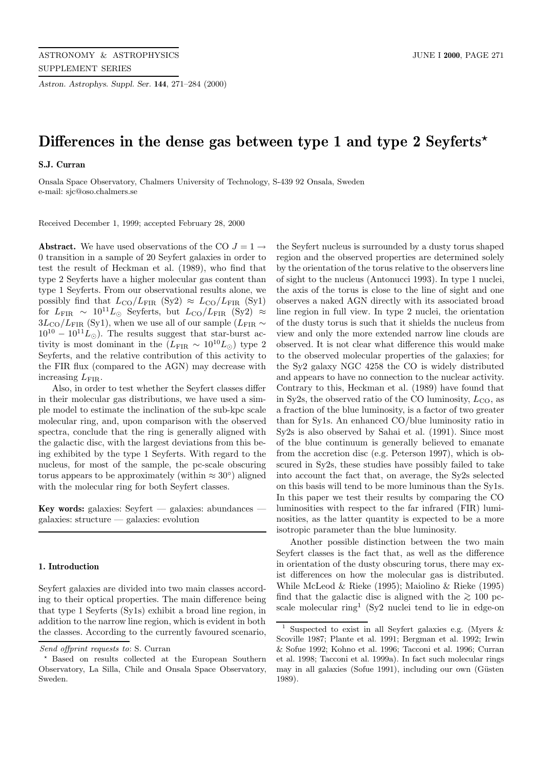# Differences in the dense gas between type 1 and type 2 Seyferts*

**S.J. Curran**

Onsala Space Observatory, Chalmers University of Technology, S-439 92 Onsala, Sweden
e-mail: sjc@oso.chalmers.se

Received December 1, 1999; accepted February 28, 2000

**Abstract.** We have used observations of the CO $J = 1 \rightarrow 0$ transition in a sample of 20 Seyfert galaxies in order to test the result of Heckman et al. (1989), who find that type 2 Seyferts have a higher molecular gas content than type 1 Seyferts. From our observational results alone, we possibly find that $L_{\rm CO}/L_{\rm FIR}$ (Sy2) $\approx L_{\rm CO}/L_{\rm FIR}$ (Sy1) for $L_{\rm FIR} \sim 10^{11} L_{\odot}$ Seyferts, but $L_{\rm CO}/L_{\rm FIR}$ (Sy2) $\approx 3L_{\rm CO}/L_{\rm FIR}$ (Sy1), when we use all of our sample ($L_{\rm FIR} \sim 10^{10} - 10^{11} L_{\odot}$). The results suggest that star-burst activity is most dominant in the ($L_{\rm FIR} \sim 10^{10} L_{\odot}$) type 2 Seyferts, and the relative contribution of this activity to the FIR flux (compared to the AGN) may decrease with increasing $L_{\rm FIR}$.

Also, in order to test whether the Seyfert classes differ in their molecular gas distributions, we have used a simple model to estimate the inclination of the sub-kpc scale molecular ring, and, upon comparison with the observed spectra, conclude that the ring is generally aligned with the galactic disc, with the largest deviations from this being exhibited by the type 1 Seyferts. With regard to the nucleus, for most of the sample, the pc-scale obscuring torus appears to be approximately (within $\approx 30^{\circ}$) aligned with the molecular ring for both Seyfert classes.

**Key words:** galaxies: Seyfert — galaxies: abundances — galaxies: structure — galaxies: evolution

## 1. Introduction

Seyfert galaxies are divided into two main classes according to their optical properties. The main difference being that type 1 Seyferts (Sy1s) exhibit a broad line region, in addition to the narrow line region, which is evident in both the classes. According to the currently favoured scenario, the Seyfert nucleus is surrounded by a dusty torus shaped region and the observed properties are determined solely by the orientation of the torus relative to the observers line of sight to the nucleus (Antonucci 1993). In type 1 nuclei, the axis of the torus is close to the line of sight and one observes a naked AGN directly with its associated broad line region in full view. In type 2 nuclei, the orientation of the dusty torus is such that it shields the nucleus from view and only the more extended narrow line clouds are observed. It is not clear what difference this would make to the observed molecular properties of the galaxies; for the Sy2 galaxy NGC 4258 the CO is widely distributed and appears to have no connection to the nuclear activity. Contrary to this, Heckman et al. (1989) have found that in Sy2s, the observed ratio of the CO luminosity, $L_{\rm CO}$, as a fraction of the blue luminosity, is a factor of two greater than for Sy1s. An enhanced CO/blue luminosity ratio in Sy2s is also observed by Sahai et al. (1991). Since most of the blue continuum is generally believed to emanate from the accretion disc (e.g. Peterson 1997), which is obscured in Sy2s, these studies have possibly failed to take into account the fact that, on average, the Sy2s selected on this basis will tend to be more luminous than the Sy1s. In this paper we test their results by comparing the CO luminosities with respect to the far infrared (FIR) luminosities, as the latter quantity is expected to be a more isotropic parameter than the blue luminosity.

Another possible distinction between the two main Seyfert classes is the fact that, as well as the difference in orientation of the dusty obscuring torus, there may exist differences on how the molecular gas is distributed. While McLeod & Rieke (1995); Maiolino & Rieke (1995) find that the galactic disc is aligned with the $\gtrsim 100$ pc-scale molecular ring[1] (Sy2 nuclei tend to lie in edge-on

---

*Send offprint requests to*: S. Curran

* Based on results collected at the European Southern Observatory, La Silla, Chile and Onsala Space Observatory, Sweden.

[1] Suspected to exist in all Seyfert galaxies e.g. (Myers & Scoville 1987; Plante et al. 1991; Bergman et al. 1992; Irwin & Sofue 1992; Kohno et al. 1996; Tacconi et al. 1996; Curran et al. 1998; Tacconi et al. 1999a). In fact such molecular rings may in all galaxies (Sofue 1991), including our own (Güsten 1989).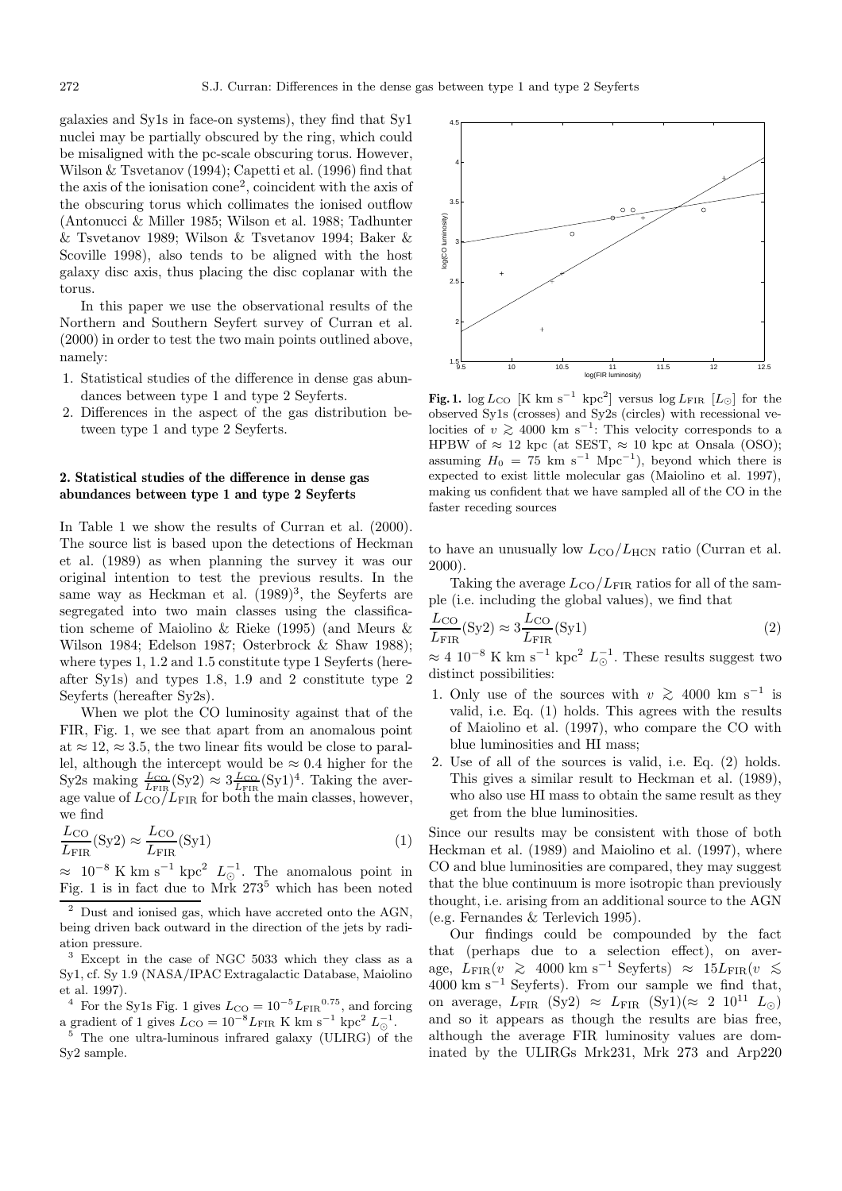galaxies and Sy1s in face-on systems), they find that Sy1 nuclei may be partially obscured by the ring, which could be misaligned with the pc-scale obscuring torus. However, Wilson & Tsvetanov (1994); Capetti et al. (1996) find that the axis of the ionisation cone[2], coincident with the axis of the obscuring torus which collimates the ionised outflow (Antonucci & Miller 1985; Wilson et al. 1988; Tadhunter & Tsvetanov 1989; Wilson & Tsvetanov 1994; Baker & Scoville 1998), also tends to be aligned with the host galaxy disc axis, thus placing the disc coplanar with the torus.

In this paper we use the observational results of the Northern and Southern Seyfert survey of Curran et al. (2000) in order to test the two main points outlined above, namely:

1. Statistical studies of the difference in dense gas abundances between type 1 and type 2 Seyferts.
2. Differences in the aspect of the gas distribution between type 1 and type 2 Seyferts.

## 2. Statistical studies of the difference in dense gas abundances between type 1 and type 2 Seyferts

In Table 1 we show the results of Curran et al. (2000). The source list is based upon the detections of Heckman et al. (1989) as when planning the survey it was our original intention to test the previous results. In the same way as Heckman et al. (1989)[3], the Seyferts are segregated into two main classes using the classification scheme of Maiolino & Rieke (1995) (and Meurs & Wilson 1984; Edelson 1987; Osterbrock & Shaw 1988); where types 1, 1.2 and 1.5 constitute type 1 Seyferts (hereafter Sy1s) and types 1.8, 1.9 and 2 constitute type 2 Seyferts (hereafter Sy2s).

When we plot the CO luminosity against that of the FIR, Fig. 1, we see that apart from an anomalous point at $\approx 12$, $\approx 3.5$, the two linear fits would be close to parallel, although the intercept would be $\approx 0.4$ higher for the Sy2s making $\frac{L_{\rm CO}}{L_{\rm FIR}}({\rm Sy2}) \approx 3\frac{L_{\rm CO}}{L_{\rm FIR}}({\rm Sy1})$[4]. Taking the average value of $L_{\rm CO}/L_{\rm FIR}$ for both the main classes, however, we find

$$\frac{L_{\rm CO}}{L_{\rm FIR}}({\rm Sy2}) \approx \frac{L_{\rm CO}}{L_{\rm FIR}}({\rm Sy1}) \tag{1}$$

$\approx 10^{-8}$ K km s$^{-1}$ kpc$^2$ $L_{\odot}^{-1}$. The anomalous point in Fig. 1 is in fact due to Mrk 273[5] which has been noted to have an unusually low $L_{\rm CO}/L_{\rm HCN}$ ratio (Curran et al. 2000).

**Fig. 1.** $\log L_{\rm CO}$ [K km s$^{-1}$ kpc$^2$] versus $\log L_{\rm FIR}$ [$L_{\odot}$] for the observed Sy1s (crosses) and Sy2s (circles) with recessional velocities of $v \gtrsim 4000$ km s$^{-1}$: This velocity corresponds to a HPBW of $\approx 12$ kpc (at SEST, $\approx 10$ kpc at Onsala (OSO); assuming $H_0 = 75$ km s$^{-1}$ Mpc$^{-1}$), beyond which there is expected to exist little molecular gas (Maiolino et al. 1997), making us confident that we have sampled all of the CO in the faster receding sources

Taking the average $L_{\rm CO}/L_{\rm FIR}$ ratios for all of the sample (i.e. including the global values), we find that

$$\frac{L_{\rm CO}}{L_{\rm FIR}}({\rm Sy2}) \approx 3\frac{L_{\rm CO}}{L_{\rm FIR}}({\rm Sy1}) \tag{2}$$

$\approx 4\ 10^{-8}$ K km s$^{-1}$ kpc$^2$ $L_{\odot}^{-1}$. These results suggest two distinct possibilities:

1. Only use of the sources with $v \gtrsim 4000$ km s$^{-1}$ is valid, i.e. Eq. (1) holds. This agrees with the results of Maiolino et al. (1997), who compare the CO with blue luminosities and HI mass;
2. Use of all of the sources is valid, i.e. Eq. (2) holds. This gives a similar result to Heckman et al. (1989), who also use HI mass to obtain the same result as they get from the blue luminosities.

Since our results may be consistent with those of both Heckman et al. (1989) and Maiolino et al. (1997), where CO and blue luminosities are compared, they may suggest that the blue continuum is more isotropic than previously thought, i.e. arising from an additional source to the AGN (e.g. Fernandes & Terlevich 1995).

Our findings could be compounded by the fact that (perhaps due to a selection effect), on average, $L_{\rm FIR}(v \gtrsim 4000$ km s$^{-1}$ Seyferts$) \approx 15 L_{\rm FIR}(v \lesssim 4000$ km s$^{-1}$ Seyferts$)$. From our sample we find that, on average, $L_{\rm FIR}$ (Sy2) $\approx L_{\rm FIR}$ (Sy1)($\approx 2\ 10^{11}\ L_{\odot}$) and so it appears as though the results are bias free, although the average FIR luminosity values are dominated by the ULIRGs Mrk231, Mrk 273 and Arp220

---

[2] Dust and ionised gas, which have accreted onto the AGN, being driven back outward in the direction of the jets by radiation pressure.

[3] Except in the case of NGC 5033 which they class as a Sy1, cf. Sy 1.9 (NASA/IPAC Extragalactic Database, Maiolino et al. 1997).

[4] For the Sy1s Fig. 1 gives $L_{\rm CO} = 10^{-5} L_{\rm FIR}{}^{0.75}$, and forcing a gradient of 1 gives $L_{\rm CO} = 10^{-8} L_{\rm FIR}$ K km s$^{-1}$ kpc$^2$ $L_{\odot}^{-1}$.

[5] The one ultra-luminous infrared galaxy (ULIRG) of the Sy2 sample.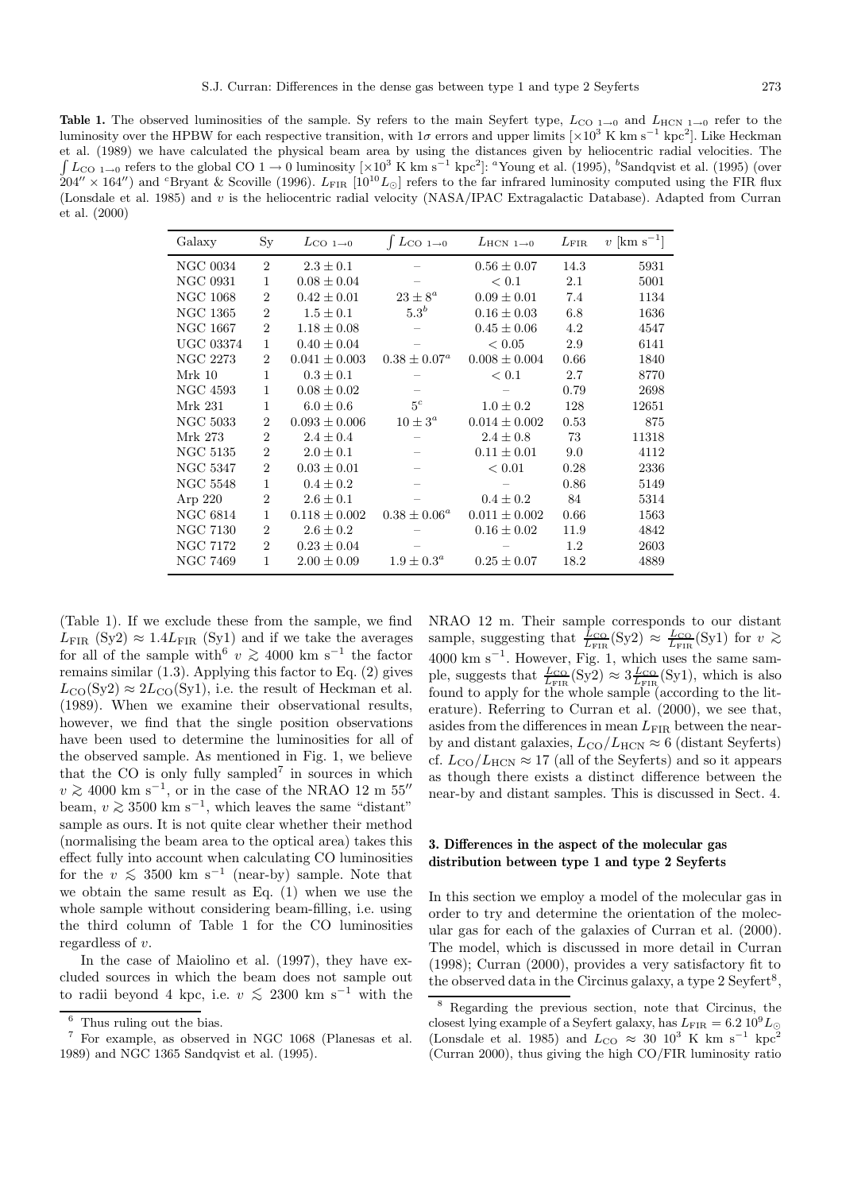**Table 1.** The observed luminosities of the sample. Sy refers to the main Seyfert type, $L_{\rm CO\ 1\rightarrow 0}$ and $L_{\rm HCN\ 1\rightarrow 0}$ refer to the luminosity over the HPBW for each respective transition, with $1\sigma$ errors and upper limits [$\times 10^3$ K km s$^{-1}$ kpc$^2$]. Like Heckman et al. (1989) we have calculated the physical beam area by using the distances given by heliocentric radial velocities. The $\int L_{\rm CO\ 1\rightarrow 0}$ refers to the global CO $1\rightarrow 0$ luminosity [$\times 10^3$ K km s$^{-1}$ kpc$^2$]: [a]Young et al. (1995), [b]Sandqvist et al. (1995) (over $204'' \times 164''$) and [c]Bryant & Scoville (1996). $L_{\rm FIR}$ [$10^{10} L_\odot$] refers to the far infrared luminosity computed using the FIR flux (Lonsdale et al. 1985) and $v$ is the heliocentric radial velocity (NASA/IPAC Extragalactic Database). Adapted from Curran et al. (2000)

| Galaxy | Sy | $L_{\rm CO\ 1\rightarrow 0}$ | $\int L_{\rm CO\ 1\rightarrow 0}$ | $L_{\rm HCN\ 1\rightarrow 0}$ | $L_{\rm FIR}$ | $v$ [km s$^{-1}$] |
|---|---|---|---|---|---|---|
| NGC 0034 | 2 | $2.3 \pm 0.1$ | – | $0.56 \pm 0.07$ | 14.3 | 5931 |
| NGC 0931 | 1 | $0.08 \pm 0.04$ | – | $< 0.1$ | 2.1 | 5001 |
| NGC 1068 | 2 | $0.42 \pm 0.01$ | $23 \pm 8^a$ | $0.09 \pm 0.01$ | 7.4 | 1134 |
| NGC 1365 | 2 | $1.5 \pm 0.1$ | $5.3^b$ | $0.16 \pm 0.03$ | 6.8 | 1636 |
| NGC 1667 | 2 | $1.18 \pm 0.08$ | – | $0.45 \pm 0.06$ | 4.2 | 4547 |
| UGC 03374 | 1 | $0.40 \pm 0.04$ | – | $< 0.05$ | 2.9 | 6141 |
| NGC 2273 | 2 | $0.041 \pm 0.003$ | $0.38 \pm 0.07^a$ | $0.008 \pm 0.004$ | 0.66 | 1840 |
| Mrk 10 | 1 | $0.3 \pm 0.1$ | – | $< 0.1$ | 2.7 | 8770 |
| NGC 4593 | 1 | $0.08 \pm 0.02$ | – | – | 0.79 | 2698 |
| Mrk 231 | 1 | $6.0 \pm 0.6$ | $5^c$ | $1.0 \pm 0.2$ | 128 | 12651 |
| NGC 5033 | 2 | $0.093 \pm 0.006$ | $10 \pm 3^a$ | $0.014 \pm 0.002$ | 0.53 | 875 |
| Mrk 273 | 2 | $2.4 \pm 0.4$ | – | $2.4 \pm 0.8$ | 73 | 11318 |
| NGC 5135 | 2 | $2.0 \pm 0.1$ | – | $0.11 \pm 0.01$ | 9.0 | 4112 |
| NGC 5347 | 2 | $0.03 \pm 0.01$ | – | $< 0.01$ | 0.28 | 2336 |
| NGC 5548 | 1 | $0.4 \pm 0.2$ | – | – | 0.86 | 5149 |
| Arp 220 | 2 | $2.6 \pm 0.1$ | – | $0.4 \pm 0.2$ | 84 | 5314 |
| NGC 6814 | 1 | $0.118 \pm 0.002$ | $0.38 \pm 0.06^a$ | $0.011 \pm 0.002$ | 0.66 | 1563 |
| NGC 7130 | 2 | $2.6 \pm 0.2$ | – | $0.16 \pm 0.02$ | 11.9 | 4842 |
| NGC 7172 | 2 | $0.23 \pm 0.04$ | – | – | 1.2 | 2603 |
| NGC 7469 | 1 | $2.00 \pm 0.09$ | $1.9 \pm 0.3^a$ | $0.25 \pm 0.07$ | 18.2 | 4889 |

(Table 1). If we exclude these from the sample, we find $L_{\rm FIR}$ (Sy2) $\approx 1.4 L_{\rm FIR}$ (Sy1) and if we take the averages for all of the sample with[6] $v \gtrsim 4000$ km s$^{-1}$ the factor remains similar (1.3). Applying this factor to Eq. (2) gives $L_{\rm CO}({\rm Sy2}) \approx 2L_{\rm CO}({\rm Sy1})$, i.e. the result of Heckman et al. (1989). When we examine their observational results, however, we find that the single position observations have been used to determine the luminosities for all of the observed sample. As mentioned in Fig. 1, we believe that the CO is only fully sampled[7] in sources in which $v \gtrsim 4000$ km s$^{-1}$, or in the case of the NRAO 12 m $55''$ beam, $v \gtrsim 3500$ km s$^{-1}$, which leaves the same "distant" sample as ours. It is not quite clear whether their method (normalising the beam area to the optical area) takes this effect fully into account when calculating CO luminosities for the $v \lesssim 3500$ km s$^{-1}$ (near-by) sample. Note that we obtain the same result as Eq. (1) when we use the whole sample without considering beam-filling, i.e. using the third column of Table 1 for the CO luminosities regardless of $v$.

In the case of Maiolino et al. (1997), they have excluded sources in which the beam does not sample out to radii beyond 4 kpc, i.e. $v \lesssim 2300$ km s$^{-1}$ with the NRAO 12 m. Their sample corresponds to our distant sample, suggesting that $\frac{L_{\rm CO}}{L_{\rm FIR}}({\rm Sy2}) \approx \frac{L_{\rm CO}}{L_{\rm FIR}}({\rm Sy1})$ for $v \gtrsim 4000$ km s$^{-1}$. However, Fig. 1, which uses the same sample, suggests that $\frac{L_{\rm CO}}{L_{\rm FIR}}({\rm Sy2}) \approx 3\frac{L_{\rm CO}}{L_{\rm FIR}}({\rm Sy1})$, which is also found to apply for the whole sample (according to the literature). Referring to Curran et al. (2000), we see that, asides from the differences in mean $L_{\rm FIR}$ between the near-by and distant galaxies, $L_{\rm CO}/L_{\rm HCN} \approx 6$ (distant Seyferts) cf. $L_{\rm CO}/L_{\rm HCN} \approx 17$ (all of the Seyferts) and so it appears as though there exists a distinct difference between the near-by and distant samples. This is discussed in Sect. 4.

## 3. Differences in the aspect of the molecular gas distribution between type 1 and type 2 Seyferts

In this section we employ a model of the molecular gas in order to try and determine the orientation of the molecular gas for each of the galaxies of Curran et al. (2000). The model, which is discussed in more detail in Curran (1998); Curran (2000), provides a very satisfactory fit to the observed data in the Circinus galaxy, a type 2 Seyfert[8],

[6] Thus ruling out the bias.

[7] For example, as observed in NGC 1068 (Planesas et al. 1989) and NGC 1365 Sandqvist et al. (1995).

[8] Regarding the previous section, note that Circinus, the closest lying example of a Seyfert galaxy, has $L_{\rm FIR} = 6.2\ 10^9 L_\odot$ (Lonsdale et al. 1985) and $L_{\rm CO} \approx 30\ 10^3$ K km s$^{-1}$ kpc$^2$ (Curran 2000), thus giving the high CO/FIR luminosity ratio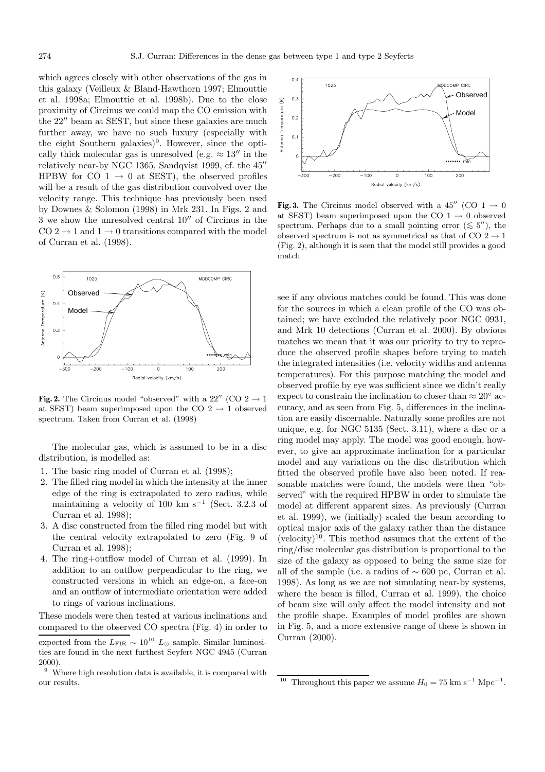which agrees closely with other observations of the gas in this galaxy (Veilleux & Bland-Hawthorn 1997; Elmouttie et al. 1998a; Elmouttie et al. 1998b). Due to the close proximity of Circinus we could map the CO emission with the 22″ beam at SEST, but since these galaxies are much further away, we have no such luxury (especially with the eight Southern galaxies)[9]. However, since the optically thick molecular gas is unresolved (e.g. ≈ 13″ in the relatively near-by NGC 1365, Sandqvist 1999, cf. the 45″ HPBW for CO $1 \rightarrow 0$ at SEST), the observed profiles will be a result of the gas distribution convolved over the velocity range. This technique has previously been used by Downes & Solomon (1998) in Mrk 231. In Figs. 2 and 3 we show the unresolved central 10″ of Circinus in the CO $2 \rightarrow 1$ and $1 \rightarrow 0$ transitions compared with the model of Curran et al. (1998).

**Fig. 2.** The Circinus model "observed" with a 22″ (CO $2 \rightarrow 1$ at SEST) beam superimposed upon the CO $2 \rightarrow 1$ observed spectrum. Taken from Curran et al. (1998)

The molecular gas, which is assumed to be in a disc distribution, is modelled as:

1. The basic ring model of Curran et al. (1998);
2. The filled ring model in which the intensity at the inner edge of the ring is extrapolated to zero radius, while maintaining a velocity of 100 km s$^{-1}$ (Sect. 3.2.3 of Curran et al. 1998);
3. A disc constructed from the filled ring model but with the central velocity extrapolated to zero (Fig. 9 of Curran et al. 1998);
4. The ring+outflow model of Curran et al. (1999). In addition to an outflow perpendicular to the ring, we constructed versions in which an edge-on, a face-on and an outflow of intermediate orientation were added to rings of various inclinations.

These models were then tested at various inclinations and compared to the observed CO spectra (Fig. 4) in order to see if any obvious matches could be found. This was done for the sources in which a clean profile of the CO was obtained; we have excluded the relatively poor NGC 0931, and Mrk 10 detections (Curran et al. 2000). By obvious matches we mean that it was our priority to try to reproduce the observed profile shapes before trying to match the integrated intensities (i.e. velocity widths and antenna temperatures). For this purpose matching the model and observed profile by eye was sufficient since we didn't really expect to constrain the inclination to closer than ≈ 20° accuracy, and as seen from Fig. 5, differences in the inclination are easily discernable. Naturally some profiles are not unique, e.g. for NGC 5135 (Sect. 3.11), where a disc or a ring model may apply. The model was good enough, however, to give an approximate inclination for a particular model and any variations on the disc distribution which fitted the observed profile have also been noted. If reasonable matches were found, the models were then "observed" with the required HPBW in order to simulate the model at different apparent sizes. As previously (Curran et al. 1999), we (initially) scaled the beam according to optical major axis of the galaxy rather than the distance (velocity)[10]. This method assumes that the extent of the ring/disc molecular gas distribution is proportional to the size of the galaxy as opposed to being the same size for all of the sample (i.e. a radius of ∼ 600 pc, Curran et al. 1998). As long as we are not simulating near-by systems, where the beam is filled, Curran et al. 1999), the choice of beam size will only affect the model intensity and not the profile shape. Examples of model profiles are shown in Fig. 5, and a more extensive range of these is shown in Curran (2000).

**Fig. 3.** The Circinus model observed with a 45″ (CO $1 \rightarrow 0$ at SEST) beam superimposed upon the CO $1 \rightarrow 0$ observed spectrum. Perhaps due to a small pointing error ($\lesssim 5''$), the observed spectrum is not as symmetrical as that of CO $2 \rightarrow 1$ (Fig. 2), although it is seen that the model still provides a good match

expected from the $L_{\rm FIR} \sim 10^{10}\ L_{\odot}$ sample. Similar luminosities are found in the next furthest Seyfert NGC 4945 (Curran 2000).

[9] Where high resolution data is available, it is compared with our results.

[10] Throughout this paper we assume $H_0 = 75$ km s$^{-1}$ Mpc$^{-1}$.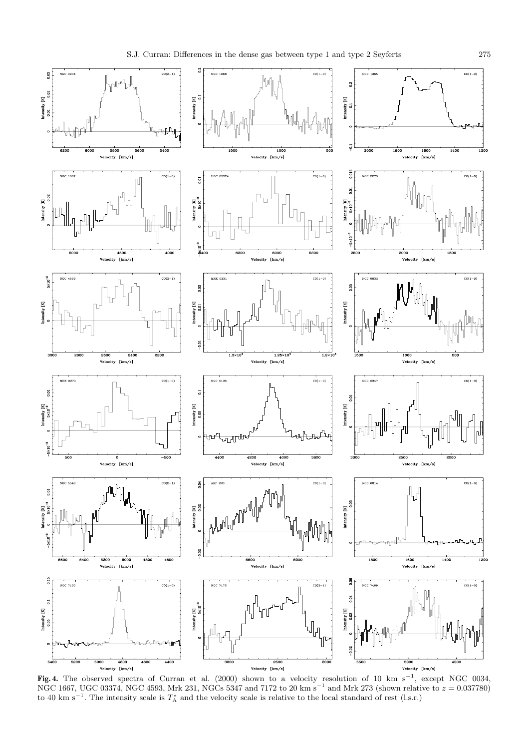**Fig. 4.** The observed spectra of Curran et al. (2000) shown to a velocity resolution of 10 km s$^{-1}$, except NGC 0034, NGC 1667, UGC 03374, NGC 4593, Mrk 231, NGCs 5347 and 7172 to 20 km s$^{-1}$ and Mrk 273 (shown relative to $z = 0.037780$) to 40 km s$^{-1}$. The intensity scale is $T_{\rm A}^{*}$ and the velocity scale is relative to the local standard of rest (l.s.r.)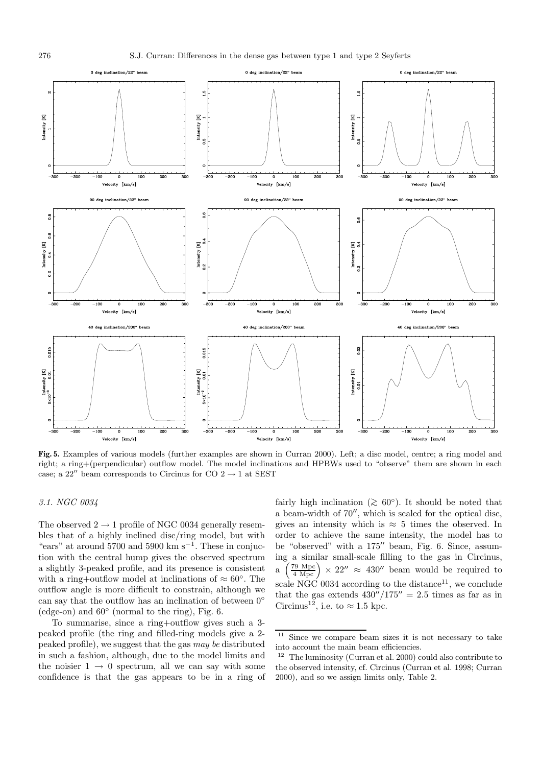**Fig. 5.** Examples of various models (further examples are shown in Curran 2000). Left; a disc model, centre; a ring model and right; a ring+(perpendicular) outflow model. The model inclinations and HPBWs used to "observe" them are shown in each case; a 22″ beam corresponds to Circinus for CO $2 \rightarrow 1$ at SEST

### 3.1. NGC 0034

The observed $2 \rightarrow 1$ profile of NGC 0034 generally resembles that of a highly inclined disc/ring model, but with "ears" at around 5700 and 5900 km s$^{-1}$. These in conjuction with the central hump gives the observed spectrum a slightly 3-peaked profile, and its presence is consistent with a ring+outflow model at inclinations of $\approx 60°$. The outflow angle is more difficult to constrain, although we can say that the outflow has an inclination of between 0° (edge-on) and 60° (normal to the ring), Fig. 6.

To summarise, since a ring+outflow gives such a 3-peaked profile (the ring and filled-ring models give a 2-peaked profile), we suggest that the gas *may be* distributed in such a fashion, although, due to the model limits and the noisier $1 \rightarrow 0$ spectrum, all we can say with some confidence is that the gas appears to be in a ring of fairly high inclination ($\gtrsim 60°$). It should be noted that a beam-width of 70″, which is scaled for the optical disc, gives an intensity which is $\approx$ 5 times the observed. In order to achieve the same intensity, the model has to be "observed" with a 175″ beam, Fig. 6. Since, assuming a similar small-scale filling to the gas in Circinus, a $\left(\frac{79 \text{ Mpc}}{4 \text{ Mpc}}\right) \times 22'' \approx 430''$ beam would be required to scale NGC 0034 according to the distance[11], we conclude that the gas extends $430''/175'' = 2.5$ times as far as in Circinus[12], i.e. to $\approx 1.5$ kpc.

[11] Since we compare beam sizes it is not necessary to take into account the main beam efficiencies.

[12] The luminosity (Curran et al. 2000) could also contribute to the observed intensity, cf. Circinus (Curran et al. 1998; Curran 2000), and so we assign limits only, Table 2.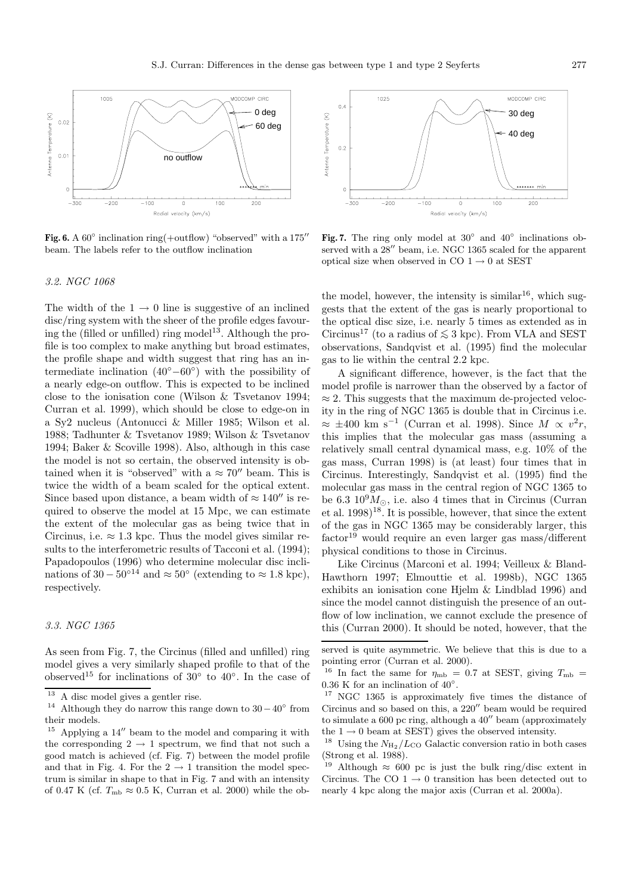**Fig. 6.** A 60° inclination ring(+outflow) "observed" with a 175″ beam. The labels refer to the outflow inclination

**Fig. 7.** The ring only model at 30° and 40° inclinations observed with a 28″ beam, i.e. NGC 1365 scaled for the apparent optical size when observed in CO $1 \rightarrow 0$ at SEST

### 3.2. NGC 1068

The width of the $1 \rightarrow 0$ line is suggestive of an inclined disc/ring system with the sheer of the profile edges favouring the (filled or unfilled) ring model[13]. Although the profile is too complex to make anything but broad estimates, the profile shape and width suggest that ring has an intermediate inclination (40°−60°) with the possibility of a nearly edge-on outflow. This is expected to be inclined close to the ionisation cone (Wilson & Tsvetanov 1994; Curran et al. 1999), which should be close to edge-on in a Sy2 nucleus (Antonucci & Miller 1985; Wilson et al. 1988; Tadhunter & Tsvetanov 1989; Wilson & Tsvetanov 1994; Baker & Scoville 1998). Also, although in this case the model is not so certain, the observed intensity is obtained when it is "observed" with a ≈ 70″ beam. This is twice the width of a beam scaled for the optical extent. Since based upon distance, a beam width of ≈ 140″ is required to observe the model at 15 Mpc, we can estimate the extent of the molecular gas as being twice that in Circinus, i.e. ≈ 1.3 kpc. Thus the model gives similar results to the interferometric results of Tacconi et al. (1994); Papadopoulos (1996) who determine molecular disc inclinations of 30 − 50°[14] and ≈ 50° (extending to ≈ 1.8 kpc), respectively.

### 3.3. NGC 1365

As seen from Fig. 7, the Circinus (filled and unfilled) ring model gives a very similarly shaped profile to that of the observed[15] for inclinations of 30° to 40°. In the case of the model, however, the intensity is similar[16], which suggests that the extent of the gas is nearly proportional to the optical disc size, i.e. nearly 5 times as extended as in Circinus[17] (to a radius of ≲ 3 kpc). From VLA and SEST observations, Sandqvist et al. (1995) find the molecular gas to lie within the central 2.2 kpc.

A significant difference, however, is the fact that the model profile is narrower than the observed by a factor of ≈ 2. This suggests that the maximum de-projected velocity in the ring of NGC 1365 is double that in Circinus i.e. ≈ ±400 km s$^{-1}$ (Curran et al. 1998). Since $M \propto v^2 r$, this implies that the molecular gas mass (assuming a relatively small central dynamical mass, e.g. 10% of the gas mass, Curran 1998) is (at least) four times that in Circinus. Interestingly, Sandqvist et al. (1995) find the molecular gas mass in the central region of NGC 1365 to be 6.3 $10^9 M_{\odot}$, i.e. also 4 times that in Circinus (Curran et al. 1998)[18]. It is possible, however, that since the extent of the gas in NGC 1365 may be considerably larger, this factor[19] would require an even larger gas mass/different physical conditions to those in Circinus.

Like Circinus (Marconi et al. 1994; Veilleux & Bland-Hawthorn 1997; Elmouttie et al. 1998b), NGC 1365 exhibits an ionisation cone Hjelm & Lindblad 1996) and since the model cannot distinguish the presence of an outflow of low inclination, we cannot exclude the presence of this (Curran 2000). It should be noted, however, that the

---

[13] A disc model gives a gentler rise.

[14] Although they do narrow this range down to 30 − 40° from their models.

[15] Applying a 14″ beam to the model and comparing it with the corresponding $2 \rightarrow 1$ spectrum, we find that not such a good match is achieved (cf. Fig. 7) between the model profile and that in Fig. 4. For the $2 \rightarrow 1$ transition the model spectrum is similar in shape to that in Fig. 7 and with an intensity of 0.47 K (cf. $T_{\rm mb} \approx 0.5$ K, Curran et al. 2000) while the observed is quite asymmetric. We believe that this is due to a pointing error (Curran et al. 2000).

[16] In fact the same for $\eta_{\rm mb} = 0.7$ at SEST, giving $T_{\rm mb} = 0.36$ K for an inclination of 40°.

[17] NGC 1365 is approximately five times the distance of Circinus and so based on this, a 220″ beam would be required to simulate a 600 pc ring, although a 40″ beam (approximately the $1 \rightarrow 0$ beam at SEST) gives the observed intensity.

[18] Using the $N_{\rm H_2}/L_{\rm CO}$ Galactic conversion ratio in both cases (Strong et al. 1988).

[19] Although ≈ 600 pc is just the bulk ring/disc extent in Circinus. The CO $1 \rightarrow 0$ transition has been detected out to nearly 4 kpc along the major axis (Curran et al. 2000a).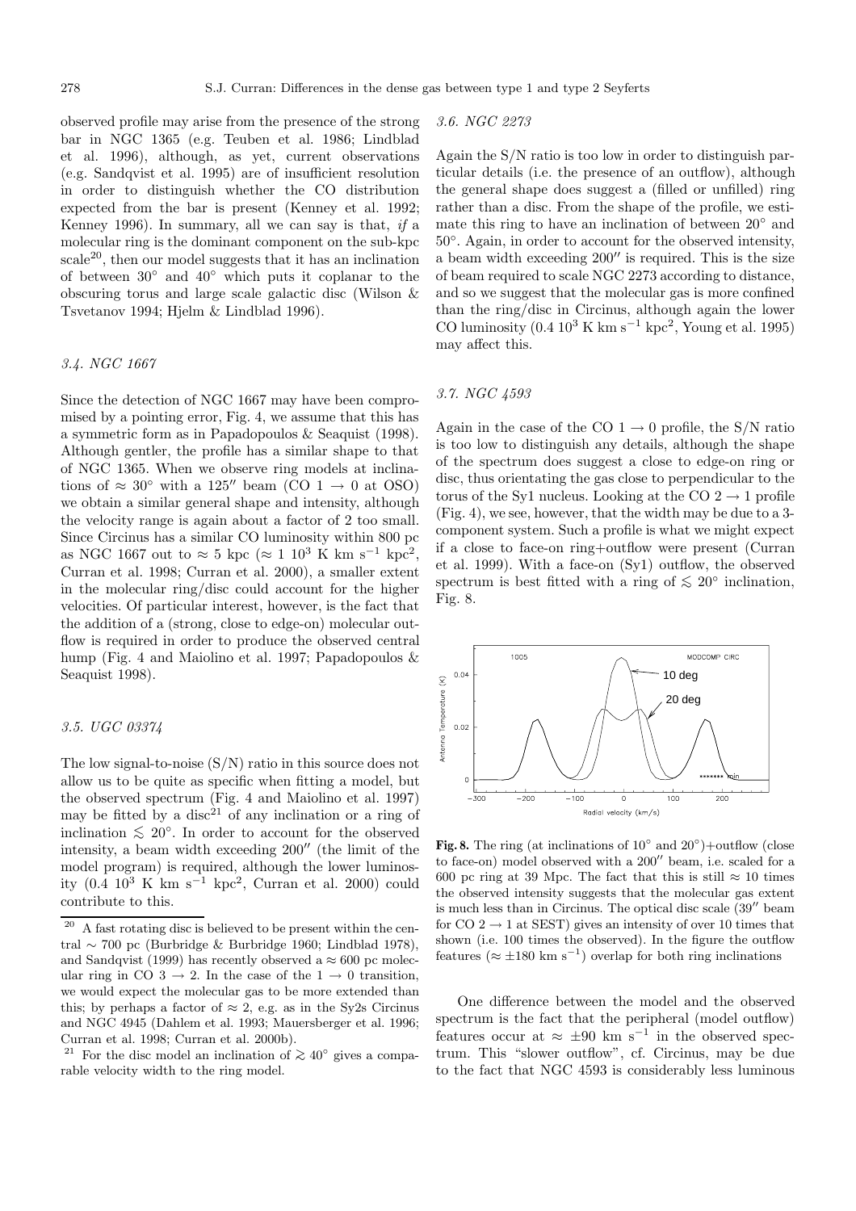observed profile may arise from the presence of the strong bar in NGC 1365 (e.g. Teuben et al. 1986; Lindblad et al. 1996), although, as yet, current observations (e.g. Sandqvist et al. 1995) are of insufficient resolution in order to distinguish whether the CO distribution expected from the bar is present (Kenney et al. 1992; Kenney 1996). In summary, all we can say is that, *if* a molecular ring is the dominant component on the sub-kpc scale[20], then our model suggests that it has an inclination of between 30° and 40° which puts it coplanar to the obscuring torus and large scale galactic disc (Wilson & Tsvetanov 1994; Hjelm & Lindblad 1996).

### *3.4. NGC 1667*

Since the detection of NGC 1667 may have been compromised by a pointing error, Fig. 4, we assume that this has a symmetric form as in Papadopoulos & Seaquist (1998). Although gentler, the profile has a similar shape to that of NGC 1365. When we observe ring models at inclinations of $\approx 30°$ with a 125″ beam (CO $1 \rightarrow 0$ at OSO) we obtain a similar general shape and intensity, although the velocity range is again about a factor of 2 too small. Since Circinus has a similar CO luminosity within 800 pc as NGC 1667 out to $\approx 5$ kpc ($\approx 1\ 10^3$ K km s$^{-1}$ kpc$^2$, Curran et al. 1998; Curran et al. 2000), a smaller extent in the molecular ring/disc could account for the higher velocities. Of particular interest, however, is the fact that the addition of a (strong, close to edge-on) molecular outflow is required in order to produce the observed central hump (Fig. 4 and Maiolino et al. 1997; Papadopoulos & Seaquist 1998).

### *3.5. UGC 03374*

The low signal-to-noise (S/N) ratio in this source does not allow us to be quite as specific when fitting a model, but the observed spectrum (Fig. 4 and Maiolino et al. 1997) may be fitted by a disc[21] of any inclination or a ring of inclination $\lesssim 20°$. In order to account for the observed intensity, a beam width exceeding 200″ (the limit of the model program) is required, although the lower luminosity (0.4 $10^3$ K km s$^{-1}$ kpc$^2$, Curran et al. 2000) could contribute to this.

[20] A fast rotating disc is believed to be present within the central $\sim 700$ pc (Burbridge & Burbridge 1960; Lindblad 1978), and Sandqvist (1999) has recently observed a $\approx 600$ pc molecular ring in CO $3 \rightarrow 2$. In the case of the $1 \rightarrow 0$ transition, we would expect the molecular gas to be more extended than this; by perhaps a factor of $\approx 2$, e.g. as in the Sy2s Circinus and NGC 4945 (Dahlem et al. 1993; Mauersberger et al. 1996; Curran et al. 1998; Curran et al. 2000b).

[21] For the disc model an inclination of $\gtrsim 40°$ gives a comparable velocity width to the ring model.

### *3.6. NGC 2273*

Again the S/N ratio is too low in order to distinguish particular details (i.e. the presence of an outflow), although the general shape does suggest a (filled or unfilled) ring rather than a disc. From the shape of the profile, we estimate this ring to have an inclination of between 20° and 50°. Again, in order to account for the observed intensity, a beam width exceeding 200″ is required. This is the size of beam required to scale NGC 2273 according to distance, and so we suggest that the molecular gas is more confined than the ring/disc in Circinus, although again the lower CO luminosity (0.4 $10^3$ K km s$^{-1}$ kpc$^2$, Young et al. 1995) may affect this.

### *3.7. NGC 4593*

Again in the case of the CO $1 \rightarrow 0$ profile, the S/N ratio is too low to distinguish any details, although the shape of the spectrum does suggest a close to edge-on ring or disc, thus orientating the gas close to perpendicular to the torus of the Sy1 nucleus. Looking at the CO $2 \rightarrow 1$ profile (Fig. 4), we see, however, that the width may be due to a 3-component system. Such a profile is what we might expect if a close to face-on ring+outflow were present (Curran et al. 1999). With a face-on (Sy1) outflow, the observed spectrum is best fitted with a ring of $\lesssim 20°$ inclination, Fig. 8.

**Fig. 8.** The ring (at inclinations of 10° and 20°)+outflow (close to face-on) model observed with a 200″ beam, i.e. scaled for a 600 pc ring at 39 Mpc. The fact that this is still $\approx 10$ times the observed intensity suggests that the molecular gas extent is much less than in Circinus. The optical disc scale (39″ beam for CO $2 \rightarrow 1$ at SEST) gives an intensity of over 10 times that shown (i.e. 100 times the observed). In the figure the outflow features ($\approx \pm 180$ km s$^{-1}$) overlap for both ring inclinations

One difference between the model and the observed spectrum is the fact that the peripheral (model outflow) features occur at $\approx \pm 90$ km s$^{-1}$ in the observed spectrum. This "slower outflow", cf. Circinus, may be due to the fact that NGC 4593 is considerably less luminous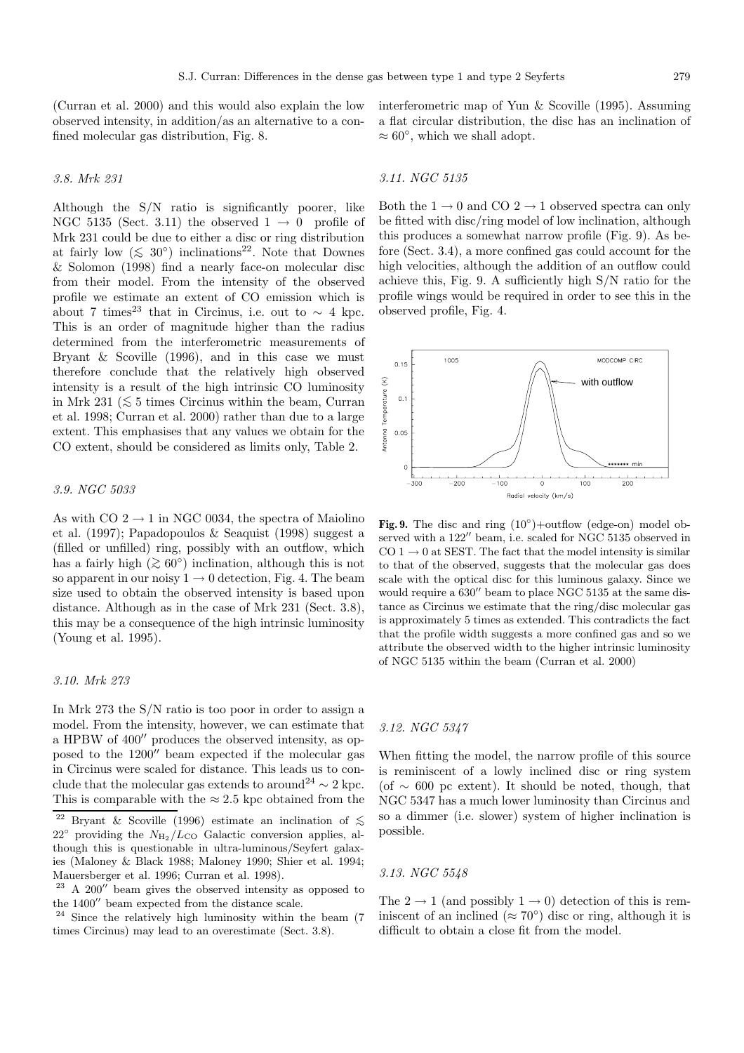(Curran et al. 2000) and this would also explain the low observed intensity, in addition/as an alternative to a confined molecular gas distribution, Fig. 8.

### 3.8. Mrk 231

Although the S/N ratio is significantly poorer, like NGC 5135 (Sect. 3.11) the observed $1 \rightarrow 0$ profile of Mrk 231 could be due to either a disc or ring distribution at fairly low ($\lesssim 30^{\circ}$) inclinations[22]. Note that Downes & Solomon (1998) find a nearly face-on molecular disc from their model. From the intensity of the observed profile we estimate an extent of CO emission which is about 7 times[23] that in Circinus, i.e. out to $\sim 4$ kpc. This is an order of magnitude higher than the radius determined from the interferometric measurements of Bryant & Scoville (1996), and in this case we must therefore conclude that the relatively high observed intensity is a result of the high intrinsic CO luminosity in Mrk 231 ($\lesssim 5$ times Circinus within the beam, Curran et al. 1998; Curran et al. 2000) rather than due to a large extent. This emphasises that any values we obtain for the CO extent, should be considered as limits only, Table 2.

### 3.9. NGC 5033

As with CO $2 \rightarrow 1$ in NGC 0034, the spectra of Maiolino et al. (1997); Papadopoulos & Seaquist (1998) suggest a (filled or unfilled) ring, possibly with an outflow, which has a fairly high ($\gtrsim 60^{\circ}$) inclination, although this is not so apparent in our noisy $1 \rightarrow 0$ detection, Fig. 4. The beam size used to obtain the observed intensity is based upon distance. Although as in the case of Mrk 231 (Sect. 3.8), this may be a consequence of the high intrinsic luminosity (Young et al. 1995).

### 3.10. Mrk 273

In Mrk 273 the S/N ratio is too poor in order to assign a model. From the intensity, however, we can estimate that a HPBW of 400″ produces the observed intensity, as opposed to the 1200″ beam expected if the molecular gas in Circinus were scaled for distance. This leads us to conclude that the molecular gas extends to around[24] $\sim 2$ kpc. This is comparable with the $\approx 2.5$ kpc obtained from the interferometric map of Yun & Scoville (1995). Assuming a flat circular distribution, the disc has an inclination of $\approx 60^{\circ}$, which we shall adopt.

### 3.11. NGC 5135

Both the $1 \rightarrow 0$ and CO $2 \rightarrow 1$ observed spectra can only be fitted with disc/ring model of low inclination, although this produces a somewhat narrow profile (Fig. 9). As before (Sect. 3.4), a more confined gas could account for the high velocities, although the addition of an outflow could achieve this, Fig. 9. A sufficiently high S/N ratio for the profile wings would be required in order to see this in the observed profile, Fig. 4.

**Fig. 9.** The disc and ring (10°)+outflow (edge-on) model observed with a 122″ beam, i.e. scaled for NGC 5135 observed in CO $1 \rightarrow 0$ at SEST. The fact that the model intensity is similar to that of the observed, suggests that the molecular gas does scale with the optical disc for this luminous galaxy. Since we would require a 630″ beam to place NGC 5135 at the same distance as Circinus we estimate that the ring/disc molecular gas is approximately 5 times as extended. This contradicts the fact that the profile width suggests a more confined gas and so we attribute the observed width to the higher intrinsic luminosity of NGC 5135 within the beam (Curran et al. 2000)

### 3.12. NGC 5347

When fitting the model, the narrow profile of this source is reminiscent of a lowly inclined disc or ring system (of $\sim 600$ pc extent). It should be noted, though, that NGC 5347 has a much lower luminosity than Circinus and so a dimmer (i.e. slower) system of higher inclination is possible.

### 3.13. NGC 5548

The $2 \rightarrow 1$ (and possibly $1 \rightarrow 0$) detection of this is reminiscent of an inclined ($\approx 70^{\circ}$) disc or ring, although it is difficult to obtain a close fit from the model.

---

[22] Bryant & Scoville (1996) estimate an inclination of $\lesssim 22^{\circ}$ providing the $N_{\rm H_2}/L_{\rm CO}$ Galactic conversion applies, although this is questionable in ultra-luminous/Seyfert galaxies (Maloney & Black 1988; Maloney 1990; Shier et al. 1994; Mauersberger et al. 1996; Curran et al. 1998).

[23] A 200″ beam gives the observed intensity as opposed to the 1400″ beam expected from the distance scale.

[24] Since the relatively high luminosity within the beam (7 times Circinus) may lead to an overestimate (Sect. 3.8).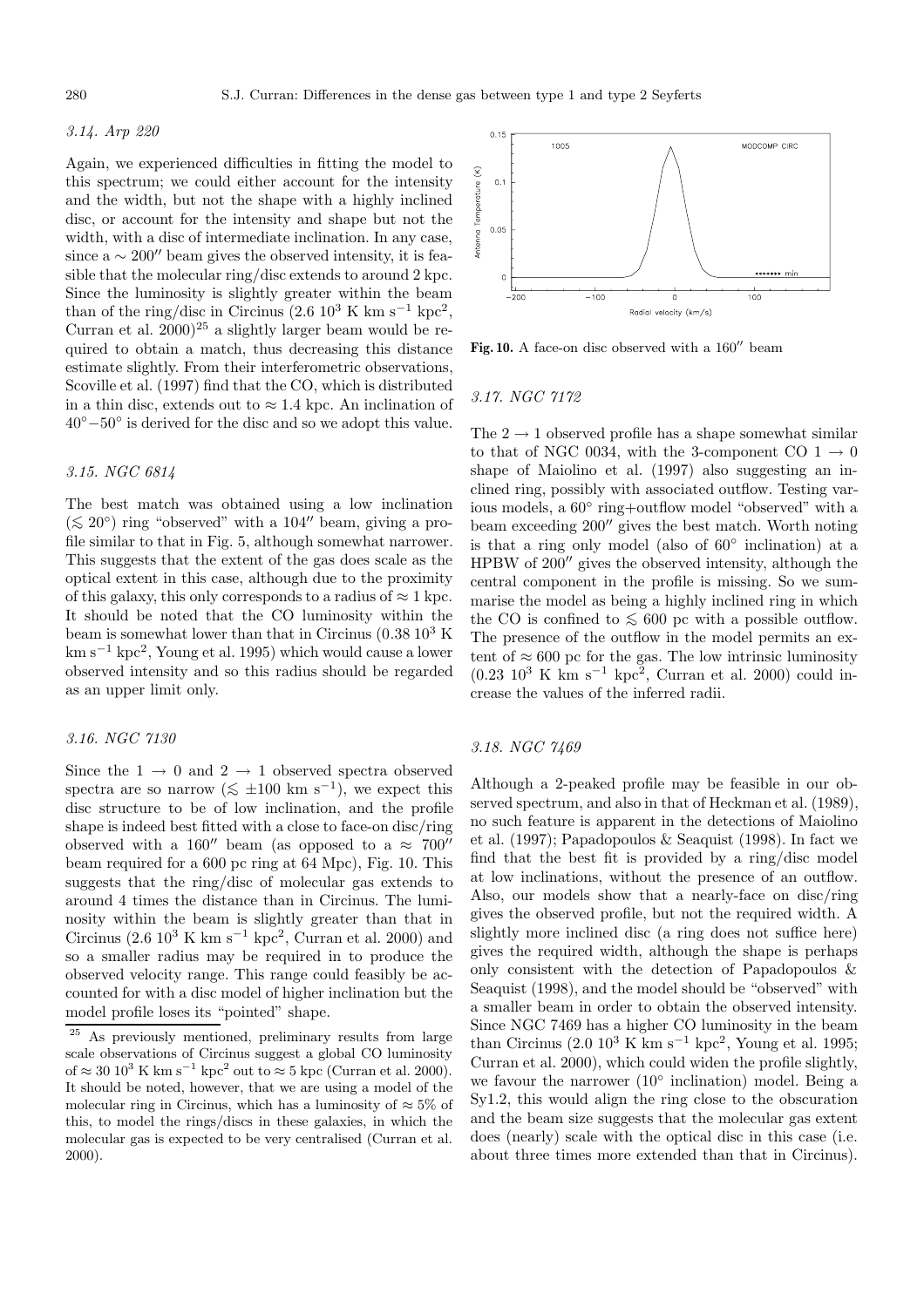### 3.14. Arp 220

Again, we experienced difficulties in fitting the model to this spectrum; we could either account for the intensity and the width, but not the shape with a highly inclined disc, or account for the intensity and shape but not the width, with a disc of intermediate inclination. In any case, since a $\sim 200''$ beam gives the observed intensity, it is feasible that the molecular ring/disc extends to around 2 kpc. Since the luminosity is slightly greater within the beam than of the ring/disc in Circinus ($2.6\ 10^3$ K km s$^{-1}$ kpc$^2$, Curran et al. 2000)[25] a slightly larger beam would be required to obtain a match, thus decreasing this distance estimate slightly. From their interferometric observations, Scoville et al. (1997) find that the CO, which is distributed in a thin disc, extends out to $\approx 1.4$ kpc. An inclination of $40°-50°$ is derived for the disc and so we adopt this value.

### 3.15. NGC 6814

The best match was obtained using a low inclination ($\lesssim 20°$) ring "observed" with a $104''$ beam, giving a profile similar to that in Fig. 5, although somewhat narrower. This suggests that the extent of the gas does scale as the optical extent in this case, although due to the proximity of this galaxy, this only corresponds to a radius of $\approx 1$ kpc. It should be noted that the CO luminosity within the beam is somewhat lower than that in Circinus ($0.38\ 10^3$ K km s$^{-1}$ kpc$^2$, Young et al. 1995) which would cause a lower observed intensity and so this radius should be regarded as an upper limit only.

### 3.16. NGC 7130

Since the $1 \rightarrow 0$ and $2 \rightarrow 1$ observed spectra observed spectra are so narrow ($\lesssim \pm 100$ km s$^{-1}$), we expect this disc structure to be of low inclination, and the profile shape is indeed best fitted with a close to face-on disc/ring observed with a $160''$ beam (as opposed to a $\approx 700''$ beam required for a 600 pc ring at 64 Mpc), Fig. 10. This suggests that the ring/disc of molecular gas extends to around 4 times the distance than in Circinus. The luminosity within the beam is slightly greater than that in Circinus ($2.6\ 10^3$ K km s$^{-1}$ kpc$^2$, Curran et al. 2000) and so a smaller radius may be required in to produce the observed velocity range. This range could feasibly be accounted for with a disc model of higher inclination but the model profile loses its "pointed" shape.

[25] As previously mentioned, preliminary results from large scale observations of Circinus suggest a global CO luminosity of $\approx 30\ 10^3$ K km s$^{-1}$ kpc$^2$ out to $\approx 5$ kpc (Curran et al. 2000). It should be noted, however, that we are using a model of the molecular ring in Circinus, which has a luminosity of $\approx 5\%$ of this, to model the rings/discs in these galaxies, in which the molecular gas is expected to be very centralised (Curran et al. 2000).

**Fig. 10.** A face-on disc observed with a $160''$ beam

### 3.17. NGC 7172

The $2 \rightarrow 1$ observed profile has a shape somewhat similar to that of NGC 0034, with the 3-component CO $1 \rightarrow 0$ shape of Maiolino et al. (1997) also suggesting an inclined ring, possibly with associated outflow. Testing various models, a $60°$ ring+outflow model "observed" with a beam exceeding $200''$ gives the best match. Worth noting is that a ring only model (also of $60°$ inclination) at a HPBW of $200''$ gives the observed intensity, although the central component in the profile is missing. So we summarise the model as being a highly inclined ring in which the CO is confined to $\lesssim 600$ pc with a possible outflow. The presence of the outflow in the model permits an extent of $\approx 600$ pc for the gas. The low intrinsic luminosity ($0.23\ 10^3$ K km s$^{-1}$ kpc$^2$, Curran et al. 2000) could increase the values of the inferred radii.

### 3.18. NGC 7469

Although a 2-peaked profile may be feasible in our observed spectrum, and also in that of Heckman et al. (1989), no such feature is apparent in the detections of Maiolino et al. (1997); Papadopoulos & Seaquist (1998). In fact we find that the best fit is provided by a ring/disc model at low inclinations, without the presence of an outflow. Also, our models show that a nearly-face on disc/ring gives the observed profile, but not the required width. A slightly more inclined disc (a ring does not suffice here) gives the required width, although the shape is perhaps only consistent with the detection of Papadopoulos & Seaquist (1998), and the model should be "observed" with a smaller beam in order to obtain the observed intensity. Since NGC 7469 has a higher CO luminosity in the beam than Circinus ($2.0\ 10^3$ K km s$^{-1}$ kpc$^2$, Young et al. 1995; Curran et al. 2000), which could widen the profile slightly, we favour the narrower ($10°$ inclination) model. Being a Sy1.2, this would align the ring close to the obscuration and the beam size suggests that the molecular gas extent does (nearly) scale with the optical disc in this case (i.e. about three times more extended than that in Circinus).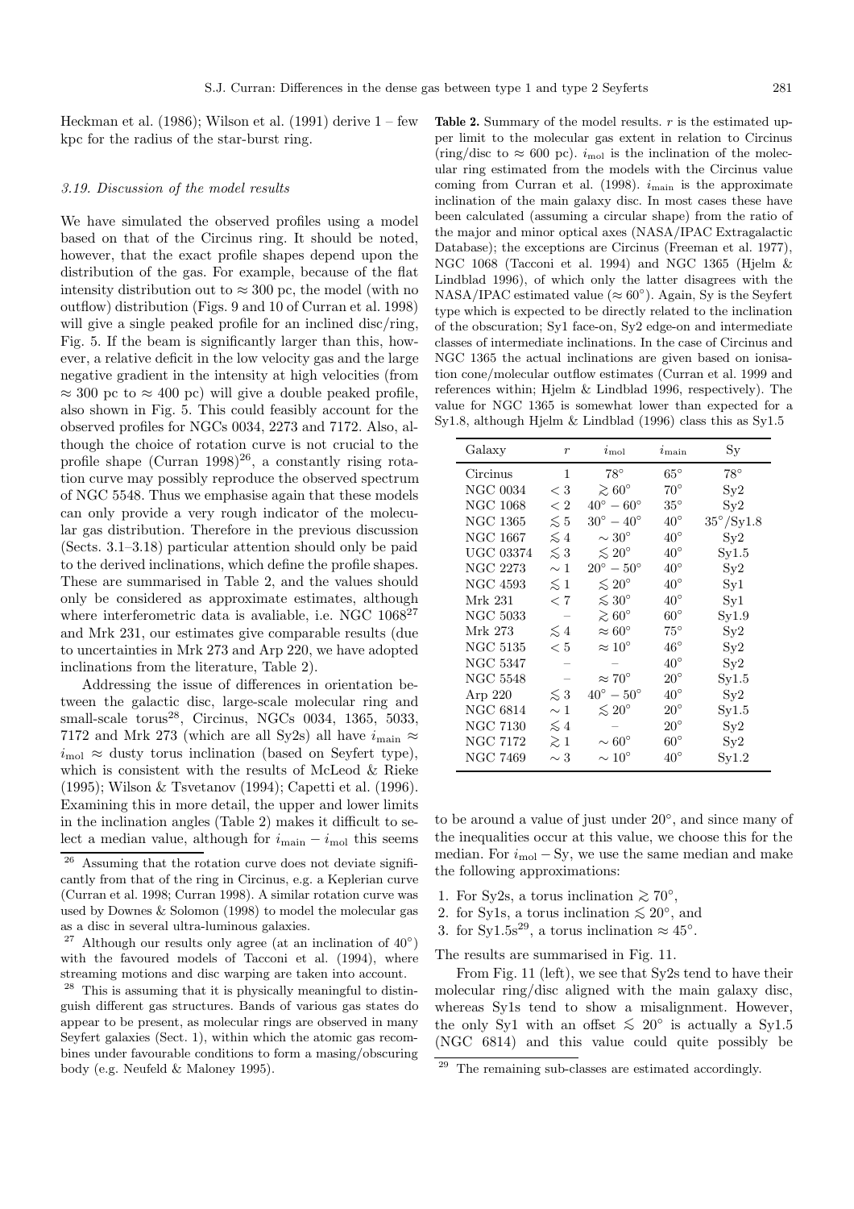Heckman et al. (1986); Wilson et al. (1991) derive 1 – few kpc for the radius of the star-burst ring.

### 3.19. Discussion of the model results

We have simulated the observed profiles using a model based on that of the Circinus ring. It should be noted, however, that the exact profile shapes depend upon the distribution of the gas. For example, because of the flat intensity distribution out to $\approx 300$ pc, the model (with no outflow) distribution (Figs. 9 and 10 of Curran et al. 1998) will give a single peaked profile for an inclined disc/ring, Fig. 5. If the beam is significantly larger than this, however, a relative deficit in the low velocity gas and the large negative gradient in the intensity at high velocities (from $\approx 300$ pc to $\approx 400$ pc) will give a double peaked profile, also shown in Fig. 5. This could feasibly account for the observed profiles for NGCs 0034, 2273 and 7172. Also, although the choice of rotation curve is not crucial to the profile shape (Curran 1998)[26], a constantly rising rotation curve may possibly reproduce the observed spectrum of NGC 5548. Thus we emphasise again that these models can only provide a very rough indicator of the molecular gas distribution. Therefore in the previous discussion (Sects. 3.1–3.18) particular attention should only be paid to the derived inclinations, which define the profile shapes. These are summarised in Table 2, and the values should only be considered as approximate estimates, although where interferometric data is avaliable, i.e. NGC 1068[27] and Mrk 231, our estimates give comparable results (due to uncertainties in Mrk 273 and Arp 220, we have adopted inclinations from the literature, Table 2).

Addressing the issue of differences in orientation between the galactic disc, large-scale molecular ring and small-scale torus[28], Circinus, NGCs 0034, 1365, 5033, 7172 and Mrk 273 (which are all Sy2s) all have $i_{\rm main} \approx i_{\rm mol} \approx$ dusty torus inclination (based on Seyfert type), which is consistent with the results of McLeod & Rieke (1995); Wilson & Tsvetanov (1994); Capetti et al. (1996). Examining this in more detail, the upper and lower limits in the inclination angles (Table 2) makes it difficult to select a median value, although for $i_{\rm main} - i_{\rm mol}$ this seems to be around a value of just under 20°, and since many of the inequalities occur at this value, we choose this for the median. For $i_{\rm mol} - {\rm Sy}$, we use the same median and make the following approximations:

1. For Sy2s, a torus inclination $\gtrsim 70°$,
2. for Sy1s, a torus inclination $\lesssim 20°$, and
3. for Sy1.5s[29], a torus inclination $\approx 45°$.

The results are summarised in Fig. 11.

From Fig. 11 (left), we see that Sy2s tend to have their molecular ring/disc aligned with the main galaxy disc, whereas Sy1s tend to show a misalignment. However, the only Sy1 with an offset $\lesssim 20°$ is actually a Sy1.5 (NGC 6814) and this value could quite possibly be

**Table 2.** Summary of the model results. $r$ is the estimated upper limit to the molecular gas extent in relation to Circinus (ring/disc to $\approx 600$ pc). $i_{\rm mol}$ is the inclination of the molecular ring estimated from the models with the Circinus value coming from Curran et al. (1998). $i_{\rm main}$ is the approximate inclination of the main galaxy disc. In most cases these have been calculated (assuming a circular shape) from the ratio of the major and minor optical axes (NASA/IPAC Extragalactic Database); the exceptions are Circinus (Freeman et al. 1977), NGC 1068 (Tacconi et al. 1994) and NGC 1365 (Hjelm & Lindblad 1996), of which only the latter disagrees with the NASA/IPAC estimated value ($\approx 60°$). Again, Sy is the Seyfert type which is expected to be directly related to the inclination of the obscuration; Sy1 face-on, Sy2 edge-on and intermediate classes of intermediate inclinations. In the case of Circinus and NGC 1365 the actual inclinations are given based on ionisation cone/molecular outflow estimates (Curran et al. 1999 and references within; Hjelm & Lindblad 1996, respectively). The value for NGC 1365 is somewhat lower than expected for a Sy1.8, although Hjelm & Lindblad (1996) class this as Sy1.5

| Galaxy | $r$ | $i_{\rm mol}$ | $i_{\rm main}$ | Sy |
|---|---|---|---|---|
| Circinus | 1 | 78° | 65° | 78° |
| NGC 0034 | $<3$ | $\gtrsim 60°$ | 70° | Sy2 |
| NGC 1068 | $<2$ | $40°-60°$ | 35° | Sy2 |
| NGC 1365 | $\lesssim 5$ | $30°-40°$ | 40° | 35°/Sy1.8 |
| NGC 1667 | $\lesssim 4$ | $\sim 30°$ | 40° | Sy2 |
| UGC 03374 | $\lesssim 3$ | $\lesssim 20°$ | 40° | Sy1.5 |
| NGC 2273 | $\sim 1$ | $20°-50°$ | 40° | Sy2 |
| NGC 4593 | $\lesssim 1$ | $\lesssim 20°$ | 40° | Sy1 |
| Mrk 231 | $<7$ | $\lesssim 30°$ | 40° | Sy1 |
| NGC 5033 | – | $\gtrsim 60°$ | 60° | Sy1.9 |
| Mrk 273 | $\lesssim 4$ | $\approx 60°$ | 75° | Sy2 |
| NGC 5135 | $<5$ | $\approx 10°$ | 46° | Sy2 |
| NGC 5347 | – | – | 40° | Sy2 |
| NGC 5548 | – | $\approx 70°$ | 20° | Sy1.5 |
| Arp 220 | $\lesssim 3$ | $40°-50°$ | 40° | Sy2 |
| NGC 6814 | $\sim 1$ | $\lesssim 20°$ | 20° | Sy1.5 |
| NGC 7130 | $\lesssim 4$ | – | 20° | Sy2 |
| NGC 7172 | $\gtrsim 1$ | $\sim 60°$ | 60° | Sy2 |
| NGC 7469 | $\sim 3$ | $\sim 10°$ | 40° | Sy1.2 |

[26] Assuming that the rotation curve does not deviate significantly from that of the ring in Circinus, e.g. a Keplerian curve (Curran et al. 1998; Curran 1998). A similar rotation curve was used by Downes & Solomon (1998) to model the molecular gas as a disc in several ultra-luminous galaxies.

[27] Although our results only agree (at an inclination of 40°) with the favoured models of Tacconi et al. (1994), where streaming motions and disc warping are taken into account.

[28] This is assuming that it is physically meaningful to distinguish different gas structures. Bands of various gas states do appear to be present, as molecular rings are observed in many Seyfert galaxies (Sect. 1), within which the atomic gas recombines under favourable conditions to form a masing/obscuring body (e.g. Neufeld & Maloney 1995).

[29] The remaining sub-classes are estimated accordingly.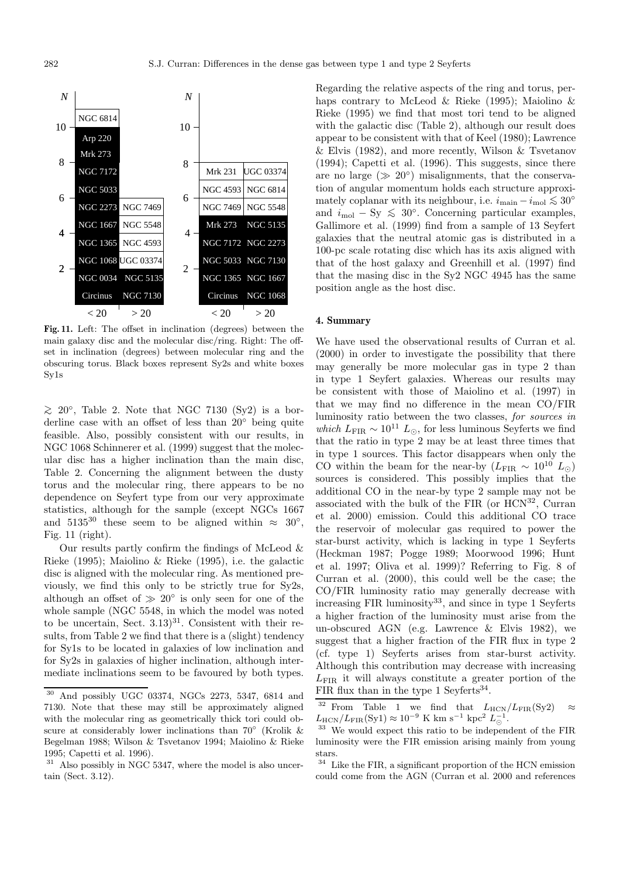**Fig. 11.** Left: The offset in inclination (degrees) between the main galaxy disc and the molecular disc/ring. Right: The offset in inclination (degrees) between molecular ring and the obscuring torus. Black boxes represent Sy2s and white boxes Sy1s

$\gtrsim 20°$, Table 2. Note that NGC 7130 (Sy2) is a borderline case with an offset of less than 20° being quite feasible. Also, possibly consistent with our results, in NGC 1068 Schinnerer et al. (1999) suggest that the molecular disc has a higher inclination than the main disc, Table 2. Concerning the alignment between the dusty torus and the molecular ring, there appears to be no dependence on Seyfert type from our very approximate statistics, although for the sample (except NGCs 1667 and 5135[30] these seem to be aligned within $\approx 30°$, Fig. 11 (right).

Our results partly confirm the findings of McLeod & Rieke (1995); Maiolino & Rieke (1995), i.e. the galactic disc is aligned with the molecular ring. As mentioned previously, we find this only to be strictly true for Sy2s, although an offset of $\gg 20°$ is only seen for one of the whole sample (NGC 5548, in which the model was noted to be uncertain, Sect. 3.13)[31]. Consistent with their results, from Table 2 we find that there is a (slight) tendency for Sy1s to be located in galaxies of low inclination and for Sy2s in galaxies of higher inclination, although intermediate inclinations seem to be favoured by both types.

Regarding the relative aspects of the ring and torus, perhaps contrary to McLeod & Rieke (1995); Maiolino & Rieke (1995) we find that most tori tend to be aligned with the galactic disc (Table 2), although our result does appear to be consistent with that of Keel (1980); Lawrence & Elvis (1982), and more recently, Wilson & Tsvetanov (1994); Capetti et al. (1996). This suggests, since there are no large ($\gg 20°$) misalignments, that the conservation of angular momentum holds each structure approximately coplanar with its neighbour, i.e. $i_{\rm main} - i_{\rm mol} \lesssim 30°$ and $i_{\rm mol} - {\rm Sy} \lesssim 30°$. Concerning particular examples, Gallimore et al. (1999) find from a sample of 13 Seyfert galaxies that the neutral atomic gas is distributed in a 100-pc scale rotating disc which has its axis aligned with that of the host galaxy and Greenhill et al. (1997) find that the masing disc in the Sy2 NGC 4945 has the same position angle as the host disc.

## 4. Summary

We have used the observational results of Curran et al. (2000) in order to investigate the possibility that there may generally be more molecular gas in type 2 than in type 1 Seyfert galaxies. Whereas our results may be consistent with those of Maiolino et al. (1997) in that we may find no difference in the mean CO/FIR luminosity ratio between the two classes, *for sources in which* $L_{\rm FIR} \sim 10^{11}\ L_\odot$, for less luminous Seyferts we find that the ratio in type 2 may be at least three times that in type 1 sources. This factor disappears when only the CO within the beam for the near-by ($L_{\rm FIR} \sim 10^{10}\ L_\odot$) sources is considered. This possibly implies that the additional CO in the near-by type 2 sample may not be associated with the bulk of the FIR (or HCN[32], Curran et al. 2000) emission. Could this additional CO trace the reservoir of molecular gas required to power the star-burst activity, which is lacking in type 1 Seyferts (Heckman 1987; Pogge 1989; Moorwood 1996; Hunt et al. 1997; Oliva et al. 1999)? Referring to Fig. 8 of Curran et al. (2000), this could well be the case; the CO/FIR luminosity ratio may generally decrease with increasing FIR luminosity[33], and since in type 1 Seyferts a higher fraction of the luminosity must arise from the un-obscured AGN (e.g. Lawrence & Elvis 1982), we suggest that a higher fraction of the FIR flux in type 2 (cf. type 1) Seyferts arises from star-burst activity. Although this contribution may decrease with increasing $L_{\rm FIR}$ it will always constitute a greater portion of the FIR flux than in the type 1 Seyferts[34].

---

[30] And possibly UGC 03374, NGCs 2273, 5347, 6814 and 7130. Note that these may still be approximately aligned with the molecular ring as geometrically thick tori could obscure at considerably lower inclinations than 70° (Krolik & Begelman 1988; Wilson & Tsvetanov 1994; Maiolino & Rieke 1995; Capetti et al. 1996).

[31] Also possibly in NGC 5347, where the model is also uncertain (Sect. 3.12).

[32] From Table 1 we find that $L_{\rm HCN}/L_{\rm FIR}({\rm Sy2}) \approx L_{\rm HCN}/L_{\rm FIR}({\rm Sy1}) \approx 10^{-9}$ K km s$^{-1}$ kpc$^2$ $L_\odot^{-1}$.

[33] We would expect this ratio to be independent of the FIR luminosity were the FIR emission arising mainly from young stars.

[34] Like the FIR, a significant proportion of the HCN emission could come from the AGN (Curran et al. 2000 and references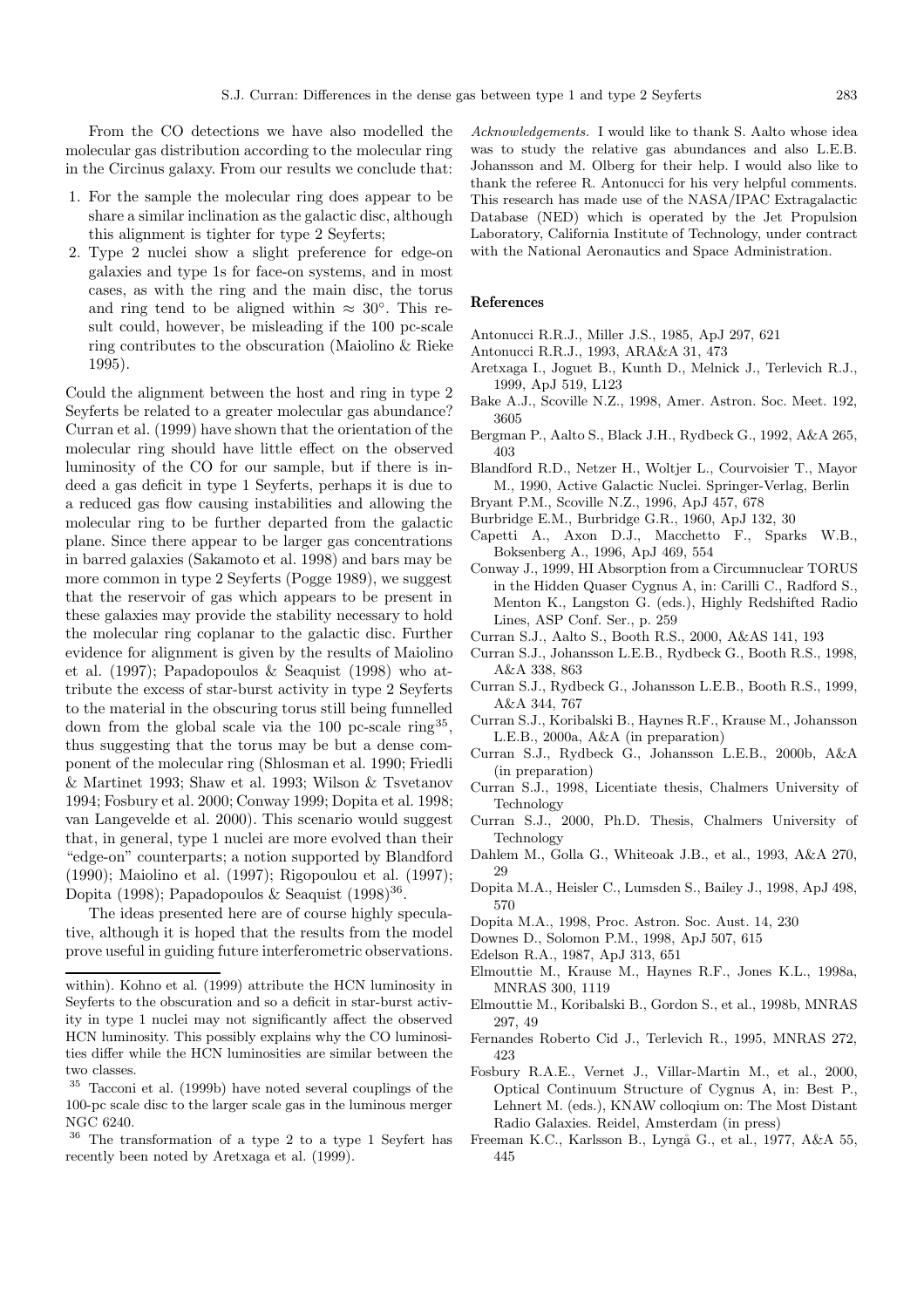From the CO detections we have also modelled the molecular gas distribution according to the molecular ring in the Circinus galaxy. From our results we conclude that:

1. For the sample the molecular ring does appear to be share a similar inclination as the galactic disc, although this alignment is tighter for type 2 Seyferts;
2. Type 2 nuclei show a slight preference for edge-on galaxies and type 1s for face-on systems, and in most cases, as with the ring and the main disc, the torus and ring tend to be aligned within $\approx 30°$. This result could, however, be misleading if the 100 pc-scale ring contributes to the obscuration (Maiolino & Rieke 1995).

Could the alignment between the host and ring in type 2 Seyferts be related to a greater molecular gas abundance? Curran et al. (1999) have shown that the orientation of the molecular ring should have little effect on the observed luminosity of the CO for our sample, but if there is indeed a gas deficit in type 1 Seyferts, perhaps it is due to a reduced gas flow causing instabilities and allowing the molecular ring to be further departed from the galactic plane. Since there appear to be larger gas concentrations in barred galaxies (Sakamoto et al. 1998) and bars may be more common in type 2 Seyferts (Pogge 1989), we suggest that the reservoir of gas which appears to be present in these galaxies may provide the stability necessary to hold the molecular ring coplanar to the galactic disc. Further evidence for alignment is given by the results of Maiolino et al. (1997); Papadopoulos & Seaquist (1998) who attribute the excess of star-burst activity in type 2 Seyferts to the material in the obscuring torus still being funnelled down from the global scale via the 100 pc-scale ring[35], thus suggesting that the torus may be but a dense component of the molecular ring (Shlosman et al. 1990; Friedli & Martinet 1993; Shaw et al. 1993; Wilson & Tsvetanov 1994; Fosbury et al. 2000; Conway 1999; Dopita et al. 1998; van Langevelde et al. 2000). This scenario would suggest that, in general, type 1 nuclei are more evolved than their "edge-on" counterparts; a notion supported by Blandford (1990); Maiolino et al. (1997); Rigopoulou et al. (1997); Dopita (1998); Papadopoulos & Seaquist (1998)[36].

The ideas presented here are of course highly speculative, although it is hoped that the results from the model prove useful in guiding future interferometric observations.

within). Kohno et al. (1999) attribute the HCN luminosity in Seyferts to the obscuration and so a deficit in star-burst activity in type 1 nuclei may not significantly affect the observed HCN luminosity. This possibly explains why the CO luminosities differ while the HCN luminosities are similar between the two classes.

[35] Tacconi et al. (1999b) have noted several couplings of the 100-pc scale disc to the larger scale gas in the luminous merger NGC 6240.

[36] The transformation of a type 2 to a type 1 Seyfert has recently been noted by Aretxaga et al. (1999).

*Acknowledgements.* I would like to thank S. Aalto whose idea was to study the relative gas abundances and also L.E.B. Johansson and M. Olberg for their help. I would also like to thank the referee R. Antonucci for his very helpful comments. This research has made use of the NASA/IPAC Extragalactic Database (NED) which is operated by the Jet Propulsion Laboratory, California Institute of Technology, under contract with the National Aeronautics and Space Administration.

## References

- Antonucci R.R.J., Miller J.S., 1985, ApJ 297, 621
- Antonucci R.R.J., 1993, ARA&A 31, 473
- Aretxaga I., Joguet B., Kunth D., Melnick J., Terlevich R.J., 1999, ApJ 519, L123
- Bake A.J., Scoville N.Z., 1998, Amer. Astron. Soc. Meet. 192, 3605
- Bergman P., Aalto S., Black J.H., Rydbeck G., 1992, A&A 265, 403
- Blandford R.D., Netzer H., Woltjer L., Courvoisier T., Mayor M., 1990, Active Galactic Nuclei. Springer-Verlag, Berlin
- Bryant P.M., Scoville N.Z., 1996, ApJ 457, 678
- Burbridge E.M., Burbridge G.R., 1960, ApJ 132, 30
- Capetti A., Axon D.J., Macchetto F., Sparks W.B., Boksenberg A., 1996, ApJ 469, 554
- Conway J., 1999, HI Absorption from a Circumnuclear TORUS in the Hidden Quaser Cygnus A, in: Carilli C., Radford S., Menton K., Langston G. (eds.), Highly Redshifted Radio Lines, ASP Conf. Ser., p. 259
- Curran S.J., Aalto S., Booth R.S., 2000, A&AS 141, 193
- Curran S.J., Johansson L.E.B., Rydbeck G., Booth R.S., 1998, A&A 338, 863
- Curran S.J., Rydbeck G., Johansson L.E.B., Booth R.S., 1999, A&A 344, 767
- Curran S.J., Koribalski B., Haynes R.F., Krause M., Johansson L.E.B., 2000a, A&A (in preparation)
- Curran S.J., Rydbeck G., Johansson L.E.B., 2000b, A&A (in preparation)
- Curran S.J., 1998, Licentiate thesis, Chalmers University of Technology
- Curran S.J., 2000, Ph.D. Thesis, Chalmers University of Technology
- Dahlem M., Golla G., Whiteoak J.B., et al., 1993, A&A 270, 29
- Dopita M.A., Heisler C., Lumsden S., Bailey J., 1998, ApJ 498, 570
- Dopita M.A., 1998, Proc. Astron. Soc. Aust. 14, 230
- Downes D., Solomon P.M., 1998, ApJ 507, 615
- Edelson R.A., 1987, ApJ 313, 651
- Elmouttie M., Krause M., Haynes R.F., Jones K.L., 1998a, MNRAS 300, 1119
- Elmouttie M., Koribalski B., Gordon S., et al., 1998b, MNRAS 297, 49
- Fernandes Roberto Cid J., Terlevich R., 1995, MNRAS 272, 423
- Fosbury R.A.E., Vernet J., Villar-Martin M., et al., 2000, Optical Continuum Structure of Cygnus A, in: Best P., Lehnert M. (eds.), KNAW colloqium on: The Most Distant Radio Galaxies. Reidel, Amsterdam (in press)
- Freeman K.C., Karlsson B., Lyngå G., et al., 1977, A&A 55, 445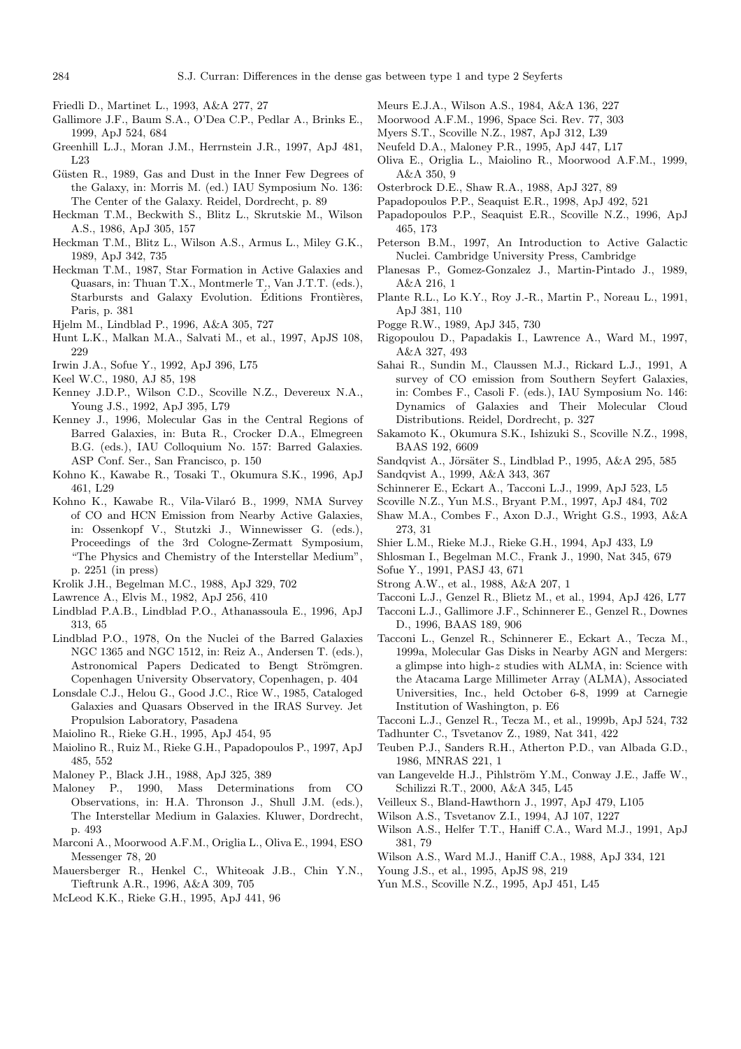Friedli D., Martinet L., 1993, A&A 277, 27

Gallimore J.F., Baum S.A., O'Dea C.P., Pedlar A., Brinks E., 1999, ApJ 524, 684

Greenhill L.J., Moran J.M., Herrnstein J.R., 1997, ApJ 481, L23

Güsten R., 1989, Gas and Dust in the Inner Few Degrees of the Galaxy, in: Morris M. (ed.) IAU Symposium No. 136: The Center of the Galaxy. Reidel, Dordrecht, p. 89

Heckman T.M., Beckwith S., Blitz L., Skrutskie M., Wilson A.S., 1986, ApJ 305, 157

Heckman T.M., Blitz L., Wilson A.S., Armus L., Miley G.K., 1989, ApJ 342, 735

Heckman T.M., 1987, Star Formation in Active Galaxies and Quasars, in: Thuan T.X., Montmerle T., Van J.T.T. (eds.), Starbursts and Galaxy Evolution. Éditions Frontières, Paris, p. 381

Hjelm M., Lindblad P., 1996, A&A 305, 727

Hunt L.K., Malkan M.A., Salvati M., et al., 1997, ApJS 108, 229

Irwin J.A., Sofue Y., 1992, ApJ 396, L75

Keel W.C., 1980, AJ 85, 198

Kenney J.D.P., Wilson C.D., Scoville N.Z., Devereux N.A., Young J.S., 1992, ApJ 395, L79

Kenney J., 1996, Molecular Gas in the Central Regions of Barred Galaxies, in: Buta R., Crocker D.A., Elmegreen B.G. (eds.), IAU Colloquium No. 157: Barred Galaxies. ASP Conf. Ser., San Francisco, p. 150

Kohno K., Kawabe R., Tosaki T., Okumura S.K., 1996, ApJ 461, L29

Kohno K., Kawabe R., Vila-Vilaró B., 1999, NMA Survey of CO and HCN Emission from Nearby Active Galaxies, in: Ossenkopf V., Stutzki J., Winnewisser G. (eds.), Proceedings of the 3rd Cologne-Zermatt Symposium, "The Physics and Chemistry of the Interstellar Medium", p. 2251 (in press)

Krolik J.H., Begelman M.C., 1988, ApJ 329, 702

Lawrence A., Elvis M., 1982, ApJ 256, 410

Lindblad P.A.B., Lindblad P.O., Athanassoula E., 1996, ApJ 313, 65

Lindblad P.O., 1978, On the Nuclei of the Barred Galaxies NGC 1365 and NGC 1512, in: Reiz A., Andersen T. (eds.), Astronomical Papers Dedicated to Bengt Strömgren. Copenhagen University Observatory, Copenhagen, p. 404

Lonsdale C.J., Helou G., Good J.C., Rice W., 1985, Cataloged Galaxies and Quasars Observed in the IRAS Survey. Jet Propulsion Laboratory, Pasadena

Maiolino R., Rieke G.H., 1995, ApJ 454, 95

Maiolino R., Ruiz M., Rieke G.H., Papadopoulos P., 1997, ApJ 485, 552

Maloney P., Black J.H., 1988, ApJ 325, 389

Maloney P., 1990, Mass Determinations from CO Observations, in: H.A. Thronson J., Shull J.M. (eds.), The Interstellar Medium in Galaxies. Kluwer, Dordrecht, p. 493

Marconi A., Moorwood A.F.M., Origlia L., Oliva E., 1994, ESO Messenger 78, 20

Mauersberger R., Henkel C., Whiteoak J.B., Chin Y.N., Tieftrunk A.R., 1996, A&A 309, 705

McLeod K.K., Rieke G.H., 1995, ApJ 441, 96

Meurs E.J.A., Wilson A.S., 1984, A&A 136, 227

Moorwood A.F.M., 1996, Space Sci. Rev. 77, 303

Myers S.T., Scoville N.Z., 1987, ApJ 312, L39

Neufeld D.A., Maloney P.R., 1995, ApJ 447, L17

Oliva E., Origlia L., Maiolino R., Moorwood A.F.M., 1999, A&A 350, 9

Osterbrock D.E., Shaw R.A., 1988, ApJ 327, 89

Papadopoulos P.P., Seaquist E.R., 1998, ApJ 492, 521

Papadopoulos P.P., Seaquist E.R., Scoville N.Z., 1996, ApJ 465, 173

Peterson B.M., 1997, An Introduction to Active Galactic Nuclei. Cambridge University Press, Cambridge

Planesas P., Gomez-Gonzalez J., Martin-Pintado J., 1989, A&A 216, 1

Plante R.L., Lo K.Y., Roy J.-R., Martin P., Noreau L., 1991, ApJ 381, 110

Pogge R.W., 1989, ApJ 345, 730

Rigopoulou D., Papadakis I., Lawrence A., Ward M., 1997, A&A 327, 493

Sahai R., Sundin M., Claussen M.J., Rickard L.J., 1991, A survey of CO emission from Southern Seyfert Galaxies, in: Combes F., Casoli F. (eds.), IAU Symposium No. 146: Dynamics of Galaxies and Their Molecular Cloud Distributions. Reidel, Dordrecht, p. 327

Sakamoto K., Okumura S.K., Ishizuki S., Scoville N.Z., 1998, BAAS 192, 6609

Sandqvist A., Jörsäter S., Lindblad P., 1995, A&A 295, 585

Sandqvist A., 1999, A&A 343, 367

Schinnerer E., Eckart A., Tacconi L.J., 1999, ApJ 523, L5

Scoville N.Z., Yun M.S., Bryant P.M., 1997, ApJ 484, 702

Shaw M.A., Combes F., Axon D.J., Wright G.S., 1993, A&A 273, 31

Shier L.M., Rieke M.J., Rieke G.H., 1994, ApJ 433, L9

Shlosman I., Begelman M.C., Frank J., 1990, Nat 345, 679

Sofue Y., 1991, PASJ 43, 671

Strong A.W., et al., 1988, A&A 207, 1

Tacconi L.J., Genzel R., Blietz M., et al., 1994, ApJ 426, L77

Tacconi L.J., Gallimore J.F., Schinnerer E., Genzel R., Downes D., 1996, BAAS 189, 906

Tacconi L., Genzel R., Schinnerer E., Eckart A., Tecza M., 1999a, Molecular Gas Disks in Nearby AGN and Mergers: a glimpse into high-$z$ studies with ALMA, in: Science with the Atacama Large Millimeter Array (ALMA), Associated Universities, Inc., held October 6-8, 1999 at Carnegie Institution of Washington, p. E6

Tacconi L.J., Genzel R., Tecza M., et al., 1999b, ApJ 524, 732

Tadhunter C., Tsvetanov Z., 1989, Nat 341, 422

Teuben P.J., Sanders R.H., Atherton P.D., van Albada G.D., 1986, MNRAS 221, 1

van Langevelde H.J., Pihlström Y.M., Conway J.E., Jaffe W., Schilizzi R.T., 2000, A&A 345, L45

Veilleux S., Bland-Hawthorn J., 1997, ApJ 479, L105

Wilson A.S., Tsvetanov Z.I., 1994, AJ 107, 1227

Wilson A.S., Helfer T.T., Haniff C.A., Ward M.J., 1991, ApJ 381, 79

Wilson A.S., Ward M.J., Haniff C.A., 1988, ApJ 334, 121

Young J.S., et al., 1995, ApJS 98, 219

Yun M.S., Scoville N.Z., 1995, ApJ 451, L45